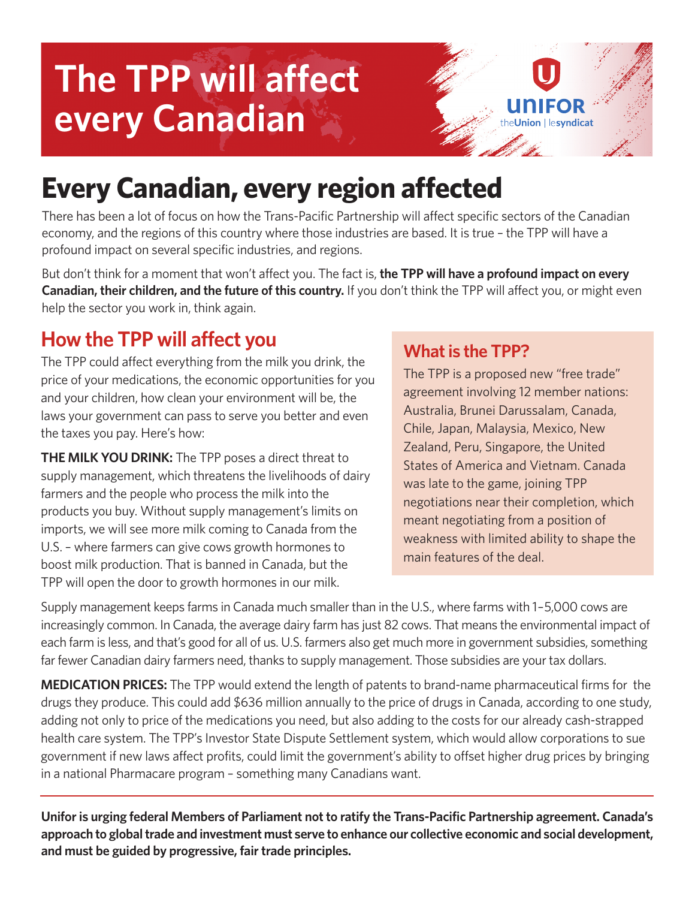# The TPP will affect every Canadian

UNIFOR theUnion | lesyndicat

## Every Canadian, every region affected

There has been a lot of focus on how the Trans-Pacific Partnership will affect specific sectors of the Canadian economy, and the regions of this country where those industries are based. It is true – the TPP will have a profound impact on several specific industries, and regions.

But don't think for a moment that won't affect you. The fact is, **the TPP will have a profound impact on every Canadian, their children, and the future of this country.** If you don't think the TPP will affect you, or might even help the sector you work in, think again.

### How the TPP will affect you

The TPP could affect everything from the milk you drink, the price of your medications, the economic opportunities for you and your children, how clean your environment will be, the laws your government can pass to serve you better and even the taxes you pay. Here's how:

**THE MILK YOU DRINK:** The TPP poses a direct threat to supply management, which threatens the livelihoods of dairy farmers and the people who process the milk into the products you buy. Without supply management's limits on imports, we will see more milk coming to Canada from the U.S. – where farmers can give cows growth hormones to boost milk production. That is banned in Canada, but the TPP will open the door to growth hormones in our milk.

Supply management keeps farms in Canada much smaller than in the U.S., where farms with 1–5,000 cows are increasingly common. In Canada, the average dairy farm has just 82 cows. That means the environmental impact of each farm is less, and that's good for all of us. U.S. farmers also get much more in government subsidies, something far fewer Canadian dairy farmers need, thanks to supply management. Those subsidies are your tax dollars.

**MEDICATION PRICES:** The TPP would extend the length of patents to brand-name pharmaceutical firms for the drugs they produce. This could add $636 million annually to the price of drugs in Canada, according to one study, adding not only to price of the medications you need, but also adding to the costs for our already cash-strapped health care system. The TPP's Investor State Dispute Settlement system, which would allow corporations to sue government if new laws affect profits, could limit the government's ability to offset higher drug prices by bringing in a national Pharmacare program – something many Canadians want.

### What is the TPP?

The TPP is a proposed new "free trade" agreement involving 12 member nations: Australia, Brunei Darussalam, Canada, Chile, Japan, Malaysia, Mexico, New Zealand, Peru, Singapore, the United States of America and Vietnam. Canada was late to the game, joining TPP negotiations near their completion, which meant negotiating from a position of weakness with limited ability to shape the main features of the deal.

---

**Unifor is urging federal Members of Parliament not to ratify the Trans-Pacific Partnership agreement. Canada's approach to global trade and investment must serve to enhance our collective economic and social development, and must be guided by progressive, fair trade principles.**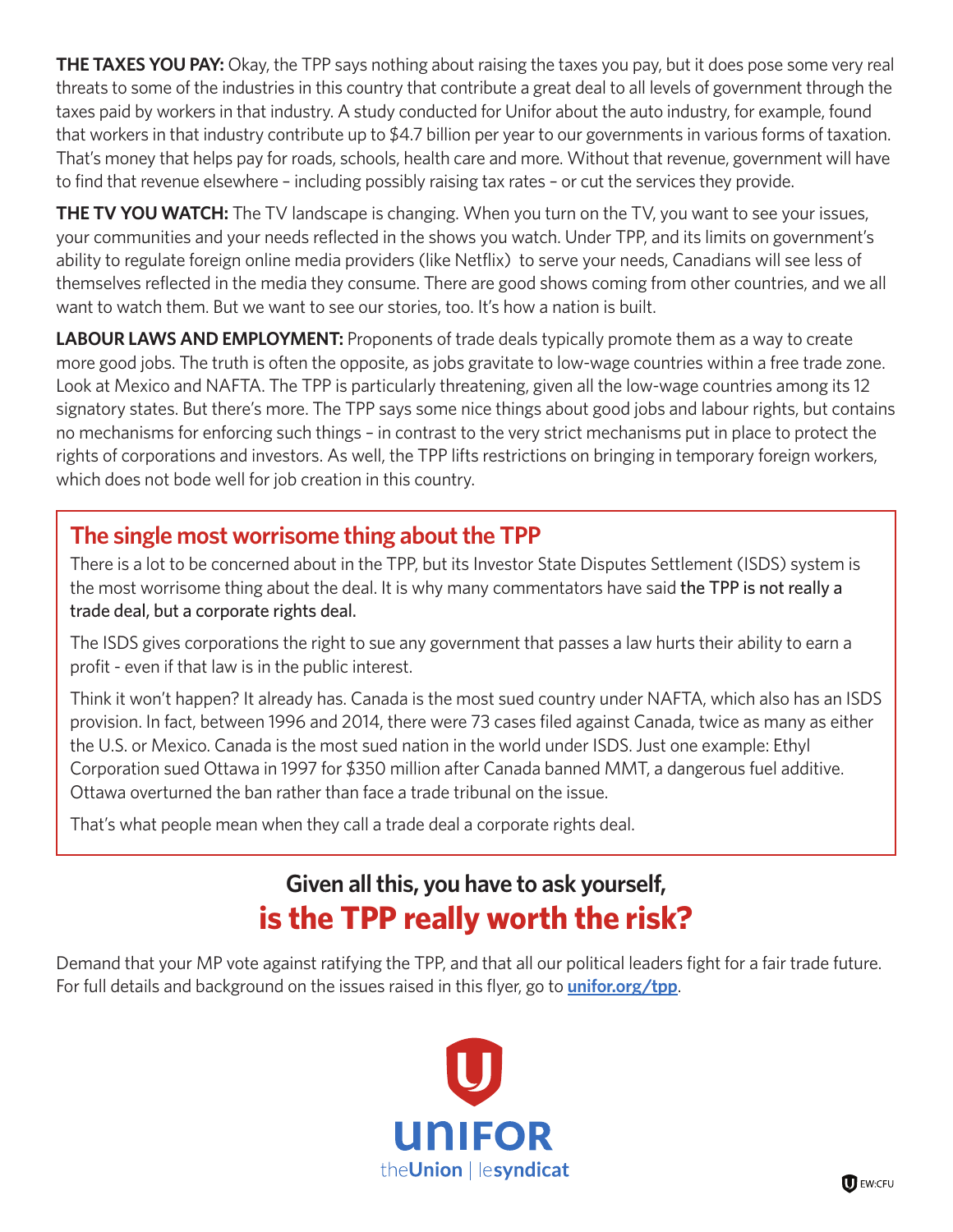**THE TAXES YOU PAY:** Okay, the TPP says nothing about raising the taxes you pay, but it does pose some very real threats to some of the industries in this country that contribute a great deal to all levels of government through the taxes paid by workers in that industry. A study conducted for Unifor about the auto industry, for example, found that workers in that industry contribute up to $4.7 billion per year to our governments in various forms of taxation. That's money that helps pay for roads, schools, health care and more. Without that revenue, government will have to find that revenue elsewhere – including possibly raising tax rates – or cut the services they provide.

**THE TV YOU WATCH:** The TV landscape is changing. When you turn on the TV, you want to see your issues, your communities and your needs reflected in the shows you watch. Under TPP, and its limits on government's ability to regulate foreign online media providers (like Netflix) to serve your needs, Canadians will see less of themselves reflected in the media they consume. There are good shows coming from other countries, and we all want to watch them. But we want to see our stories, too. It's how a nation is built.

**LABOUR LAWS AND EMPLOYMENT:** Proponents of trade deals typically promote them as a way to create more good jobs. The truth is often the opposite, as jobs gravitate to low-wage countries within a free trade zone. Look at Mexico and NAFTA. The TPP is particularly threatening, given all the low-wage countries among its 12 signatory states. But there's more. The TPP says some nice things about good jobs and labour rights, but contains no mechanisms for enforcing such things – in contrast to the very strict mechanisms put in place to protect the rights of corporations and investors. As well, the TPP lifts restrictions on bringing in temporary foreign workers, which does not bode well for job creation in this country.

## The single most worrisome thing about the TPP

There is a lot to be concerned about in the TPP, but its Investor State Disputes Settlement (ISDS) system is the most worrisome thing about the deal. It is why many commentators have said the TPP is not really a trade deal, but a corporate rights deal.

The ISDS gives corporations the right to sue any government that passes a law hurts their ability to earn a profit - even if that law is in the public interest.

Think it won't happen? It already has. Canada is the most sued country under NAFTA, which also has an ISDS provision. In fact, between 1996 and 2014, there were 73 cases filed against Canada, twice as many as either the U.S. or Mexico. Canada is the most sued nation in the world under ISDS. Just one example: Ethyl Corporation sued Ottawa in 1997 for $350 million after Canada banned MMT, a dangerous fuel additive. Ottawa overturned the ban rather than face a trade tribunal on the issue.

That's what people mean when they call a trade deal a corporate rights deal.

## Given all this, you have to ask yourself, is the TPP really worth the risk?

Demand that your MP vote against ratifying the TPP, and that all our political leaders fight for a fair trade future. For full details and background on the issues raised in this flyer, go to **unifor.org/tpp**.

unifor
theUnion | lesyndicat

EW:CFU